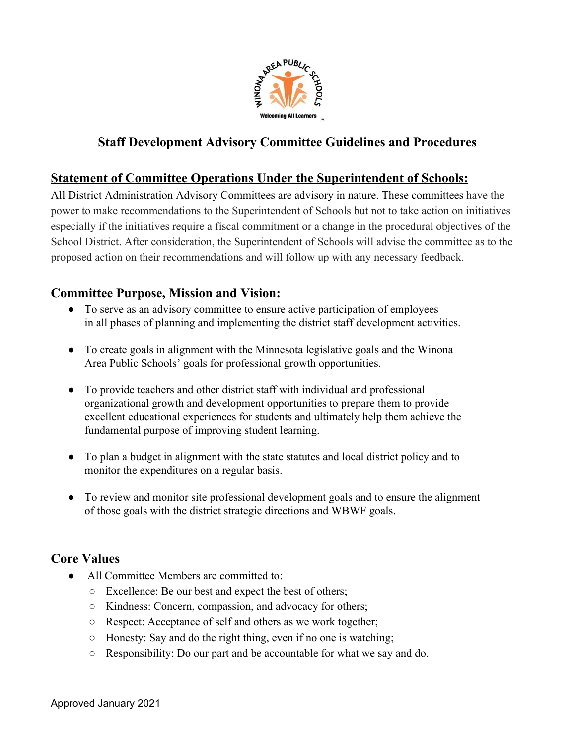# Staff Development Advisory Committee Guidelines and Procedures

## Statement of Committee Operations Under the Superintendent of Schools:

All District Administration Advisory Committees are advisory in nature. These committees have the power to make recommendations to the Superintendent of Schools but not to take action on initiatives especially if the initiatives require a fiscal commitment or a change in the procedural objectives of the School District. After consideration, the Superintendent of Schools will advise the committee as to the proposed action on their recommendations and will follow up with any necessary feedback.

## Committee Purpose, Mission and Vision:

- To serve as an advisory committee to ensure active participation of employees in all phases of planning and implementing the district staff development activities.
- To create goals in alignment with the Minnesota legislative goals and the Winona Area Public Schools' goals for professional growth opportunities.
- To provide teachers and other district staff with individual and professional organizational growth and development opportunities to prepare them to provide excellent educational experiences for students and ultimately help them achieve the fundamental purpose of improving student learning.
- To plan a budget in alignment with the state statutes and local district policy and to monitor the expenditures on a regular basis.
- To review and monitor site professional development goals and to ensure the alignment of those goals with the district strategic directions and WBWF goals.

## Core Values

- All Committee Members are committed to:
  - Excellence: Be our best and expect the best of others;
  - Kindness: Concern, compassion, and advocacy for others;
  - Respect: Acceptance of self and others as we work together;
  - Honesty: Say and do the right thing, even if no one is watching;
  - Responsibility: Do our part and be accountable for what we say and do.

Approved January 2021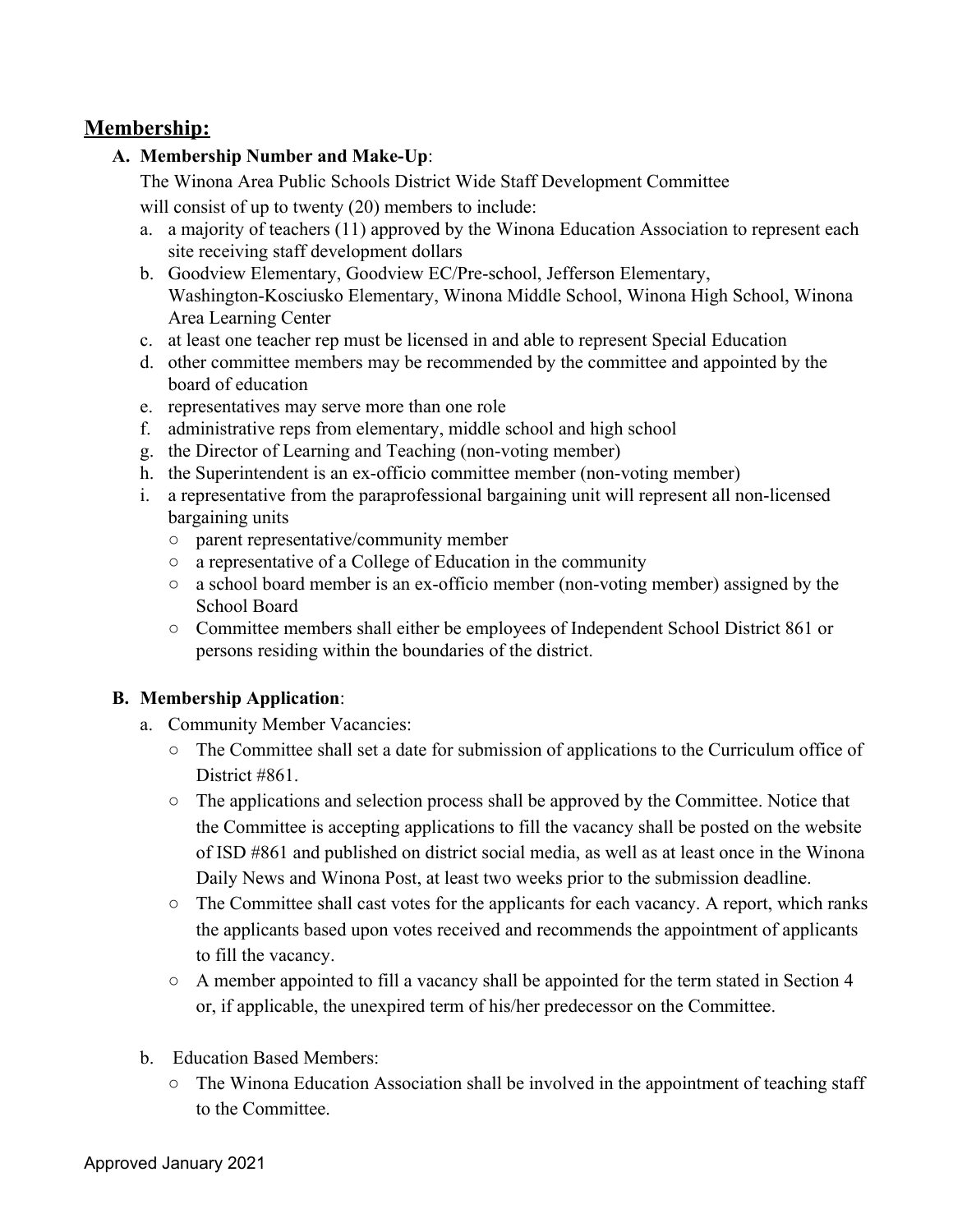## Membership:

### A. Membership Number and Make-Up:

The Winona Area Public Schools District Wide Staff Development Committee will consist of up to twenty (20) members to include:

a. a majority of teachers (11) approved by the Winona Education Association to represent each site receiving staff development dollars
b. Goodview Elementary, Goodview EC/Pre-school, Jefferson Elementary, Washington-Kosciusko Elementary, Winona Middle School, Winona High School, Winona Area Learning Center
c. at least one teacher rep must be licensed in and able to represent Special Education
d. other committee members may be recommended by the committee and appointed by the board of education
e. representatives may serve more than one role
f. administrative reps from elementary, middle school and high school
g. the Director of Learning and Teaching (non-voting member)
h. the Superintendent is an ex-officio committee member (non-voting member)
i. a representative from the paraprofessional bargaining unit will represent all non-licensed bargaining units
   - parent representative/community member
   - a representative of a College of Education in the community
   - a school board member is an ex-officio member (non-voting member) assigned by the School Board
   - Committee members shall either be employees of Independent School District 861 or persons residing within the boundaries of the district.

### B. Membership Application:

a. Community Member Vacancies:
   - The Committee shall set a date for submission of applications to the Curriculum office of District #861.
   - The applications and selection process shall be approved by the Committee. Notice that the Committee is accepting applications to fill the vacancy shall be posted on the website of ISD #861 and published on district social media, as well as at least once in the Winona Daily News and Winona Post, at least two weeks prior to the submission deadline.
   - The Committee shall cast votes for the applicants for each vacancy. A report, which ranks the applicants based upon votes received and recommends the appointment of applicants to fill the vacancy.
   - A member appointed to fill a vacancy shall be appointed for the term stated in Section 4 or, if applicable, the unexpired term of his/her predecessor on the Committee.

b. Education Based Members:
   - The Winona Education Association shall be involved in the appointment of teaching staff to the Committee.

Approved January 2021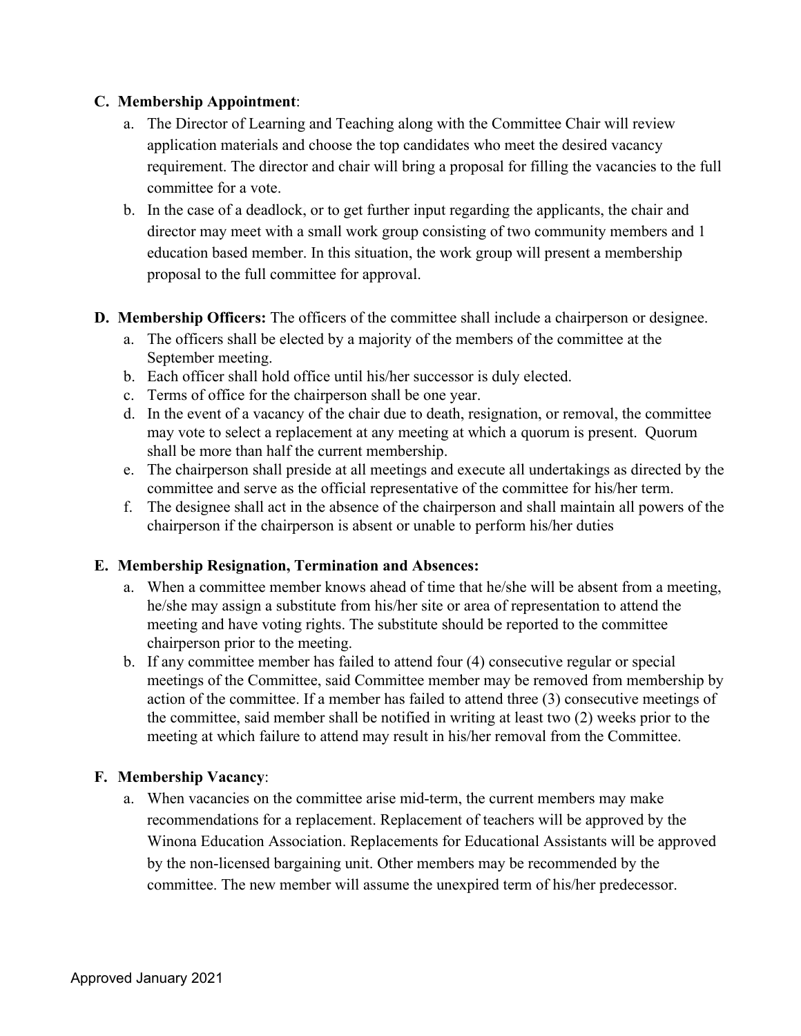**C. Membership Appointment**:

a. The Director of Learning and Teaching along with the Committee Chair will review application materials and choose the top candidates who meet the desired vacancy requirement. The director and chair will bring a proposal for filling the vacancies to the full committee for a vote.

b. In the case of a deadlock, or to get further input regarding the applicants, the chair and director may meet with a small work group consisting of two community members and 1 education based member. In this situation, the work group will present a membership proposal to the full committee for approval.

**D. Membership Officers:** The officers of the committee shall include a chairperson or designee.

a. The officers shall be elected by a majority of the members of the committee at the September meeting.

b. Each officer shall hold office until his/her successor is duly elected.

c. Terms of office for the chairperson shall be one year.

d. In the event of a vacancy of the chair due to death, resignation, or removal, the committee may vote to select a replacement at any meeting at which a quorum is present. Quorum shall be more than half the current membership.

e. The chairperson shall preside at all meetings and execute all undertakings as directed by the committee and serve as the official representative of the committee for his/her term.

f. The designee shall act in the absence of the chairperson and shall maintain all powers of the chairperson if the chairperson is absent or unable to perform his/her duties

**E. Membership Resignation, Termination and Absences:**

a. When a committee member knows ahead of time that he/she will be absent from a meeting, he/she may assign a substitute from his/her site or area of representation to attend the meeting and have voting rights. The substitute should be reported to the committee chairperson prior to the meeting.

b. If any committee member has failed to attend four (4) consecutive regular or special meetings of the Committee, said Committee member may be removed from membership by action of the committee. If a member has failed to attend three (3) consecutive meetings of the committee, said member shall be notified in writing at least two (2) weeks prior to the meeting at which failure to attend may result in his/her removal from the Committee.

**F. Membership Vacancy**:

a. When vacancies on the committee arise mid-term, the current members may make recommendations for a replacement. Replacement of teachers will be approved by the Winona Education Association. Replacements for Educational Assistants will be approved by the non-licensed bargaining unit. Other members may be recommended by the committee. The new member will assume the unexpired term of his/her predecessor.

Approved January 2021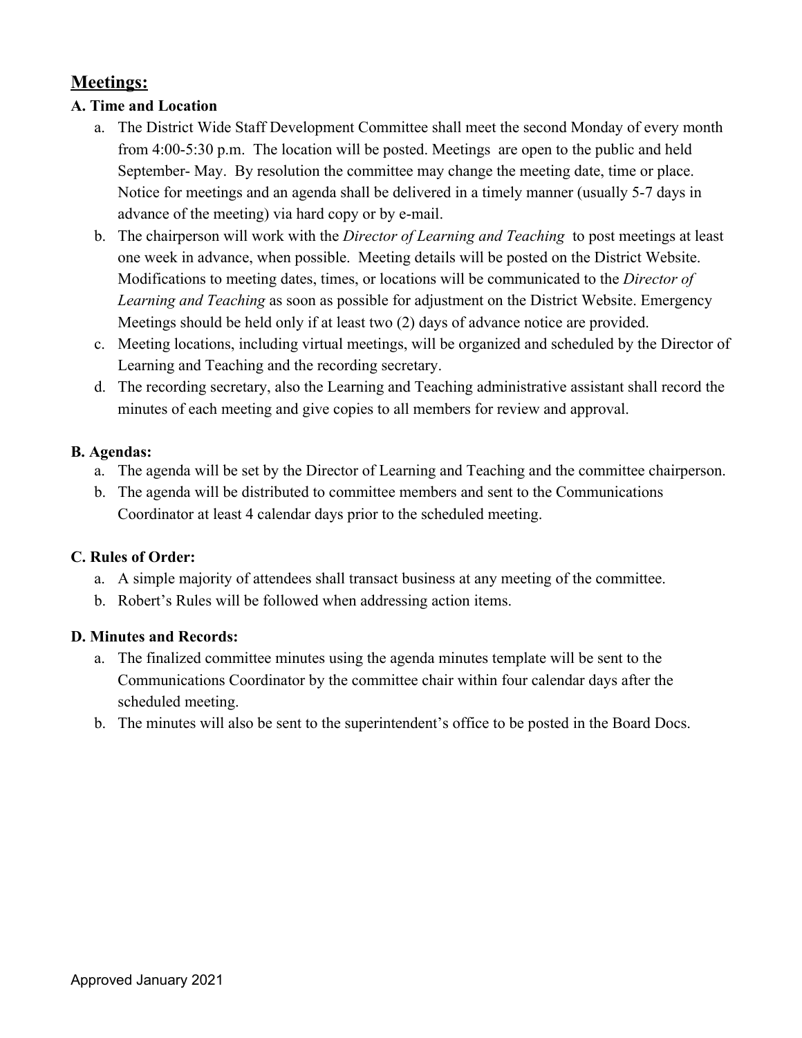## Meetings:

### A. Time and Location

a. The District Wide Staff Development Committee shall meet the second Monday of every month from 4:00-5:30 p.m. The location will be posted. Meetings are open to the public and held September- May. By resolution the committee may change the meeting date, time or place. Notice for meetings and an agenda shall be delivered in a timely manner (usually 5-7 days in advance of the meeting) via hard copy or by e-mail.

b. The chairperson will work with the *Director of Learning and Teaching* to post meetings at least one week in advance, when possible. Meeting details will be posted on the District Website. Modifications to meeting dates, times, or locations will be communicated to the *Director of Learning and Teaching* as soon as possible for adjustment on the District Website. Emergency Meetings should be held only if at least two (2) days of advance notice are provided.

c. Meeting locations, including virtual meetings, will be organized and scheduled by the Director of Learning and Teaching and the recording secretary.

d. The recording secretary, also the Learning and Teaching administrative assistant shall record the minutes of each meeting and give copies to all members for review and approval.

### B. Agendas:

a. The agenda will be set by the Director of Learning and Teaching and the committee chairperson.

b. The agenda will be distributed to committee members and sent to the Communications Coordinator at least 4 calendar days prior to the scheduled meeting.

### C. Rules of Order:

a. A simple majority of attendees shall transact business at any meeting of the committee.

b. Robert's Rules will be followed when addressing action items.

### D. Minutes and Records:

a. The finalized committee minutes using the agenda minutes template will be sent to the Communications Coordinator by the committee chair within four calendar days after the scheduled meeting.

b. The minutes will also be sent to the superintendent's office to be posted in the Board Docs.

Approved January 2021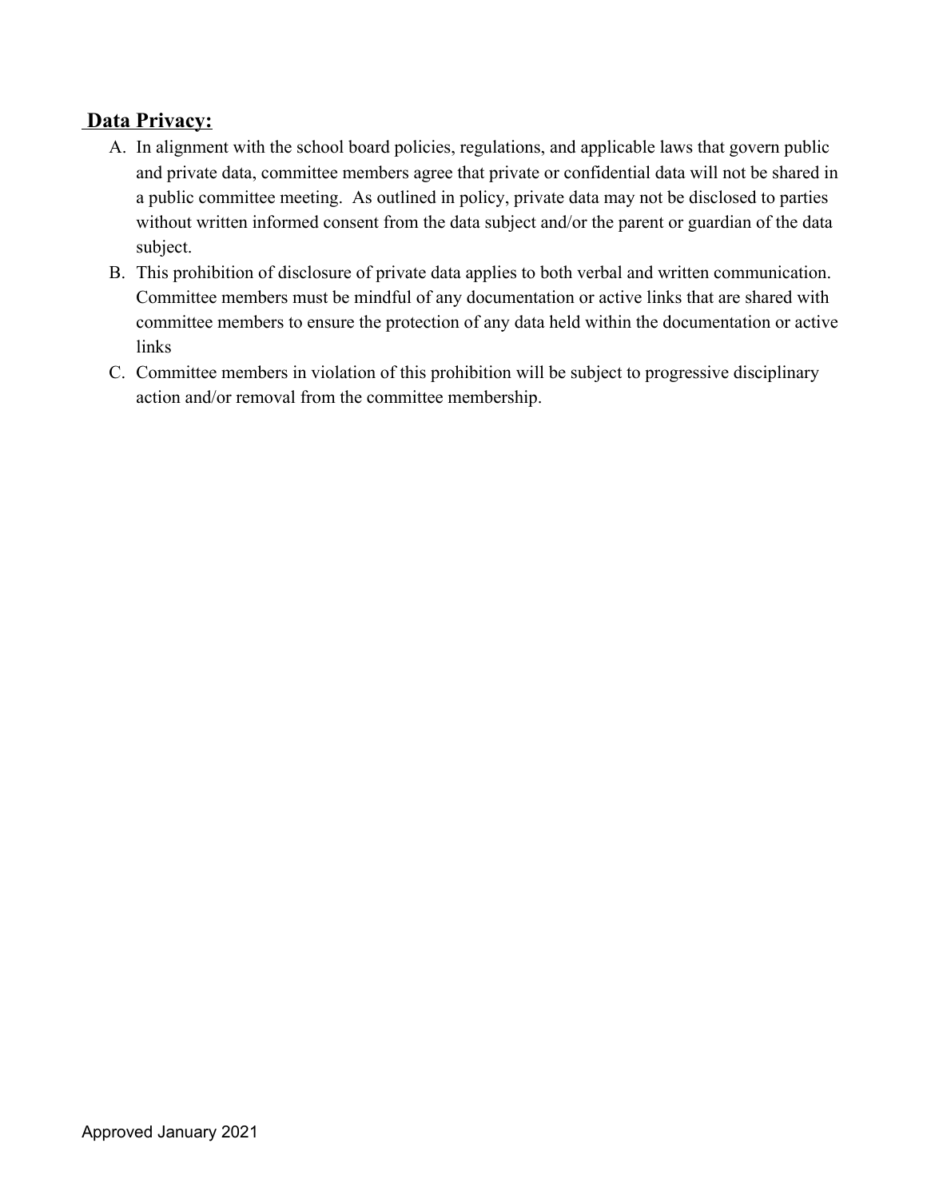## Data Privacy:

A. In alignment with the school board policies, regulations, and applicable laws that govern public and private data, committee members agree that private or confidential data will not be shared in a public committee meeting. As outlined in policy, private data may not be disclosed to parties without written informed consent from the data subject and/or the parent or guardian of the data subject.

B. This prohibition of disclosure of private data applies to both verbal and written communication. Committee members must be mindful of any documentation or active links that are shared with committee members to ensure the protection of any data held within the documentation or active links

C. Committee members in violation of this prohibition will be subject to progressive disciplinary action and/or removal from the committee membership.

Approved January 2021